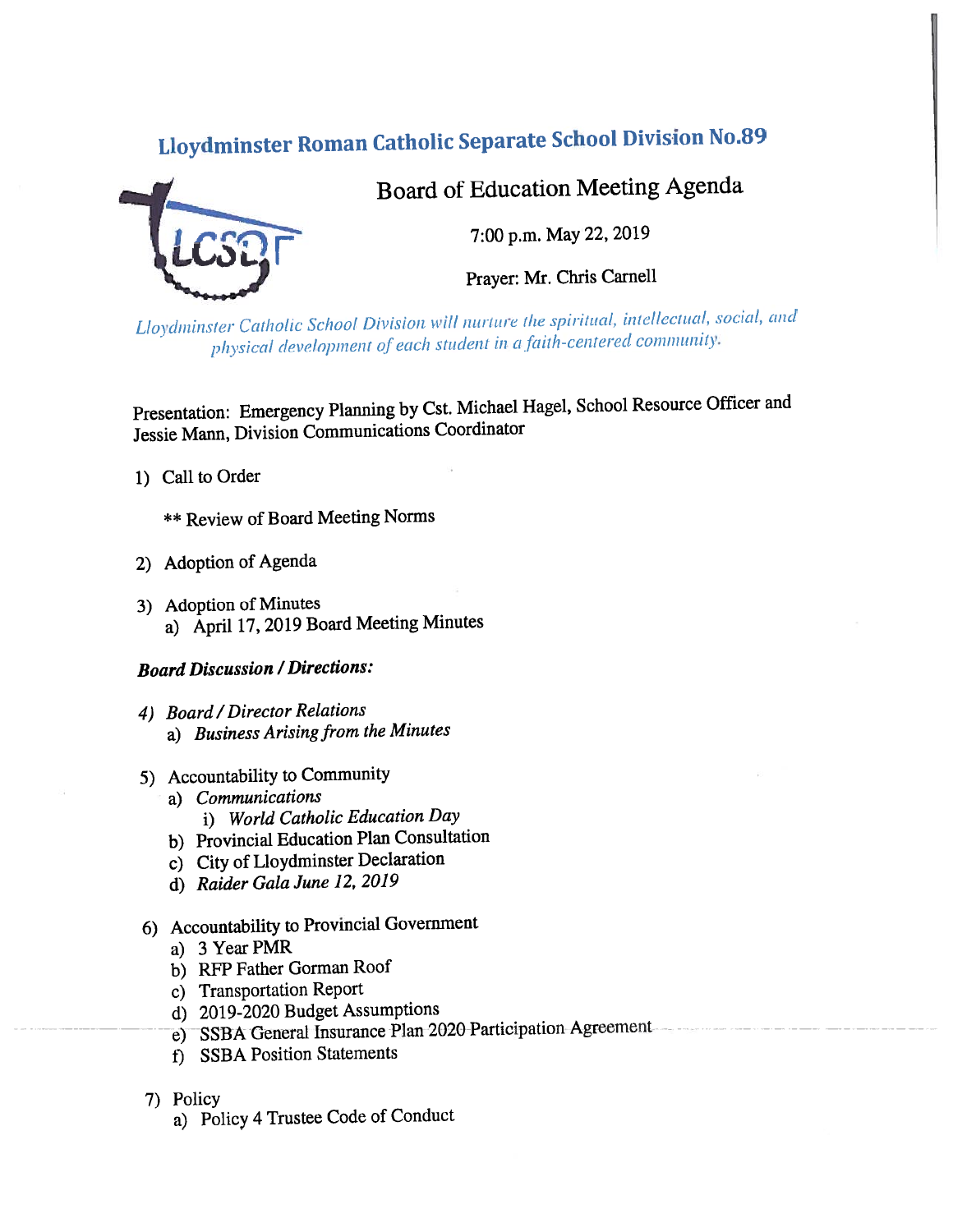# Lloydminster Roman Catholic Separate School Division No.89

## Board of Education Meeting Agenda

7:00 p.m. May 22, 2019

Prayer: Mr. Chris Carnell

*Lloydminster Catholic School Division will nurture the spiritual, intellectual, social, and physical development of each student in a faith-centered community.*

Presentation: Emergency Planning by Cst. Michael Hagel, School Resource Officer and Jessie Mann, Division Communications Coordinator

1) Call to Order

   ** Review of Board Meeting Norms

2) Adoption of Agenda

3) Adoption of Minutes
   a) April 17, 2019 Board Meeting Minutes

***Board Discussion / Directions:***

4) *Board / Director Relations*
   a) *Business Arising from the Minutes*

5) Accountability to Community
   a) *Communications*
      i) *World Catholic Education Day*
   b) Provincial Education Plan Consultation
   c) City of Lloydminster Declaration
   d) *Raider Gala June 12, 2019*

6) Accountability to Provincial Government
   a) 3 Year PMR
   b) RFP Father Gorman Roof
   c) Transportation Report
   d) 2019-2020 Budget Assumptions
   e) SSBA General Insurance Plan 2020 Participation Agreement
   f) SSBA Position Statements

7) Policy
   a) Policy 4 Trustee Code of Conduct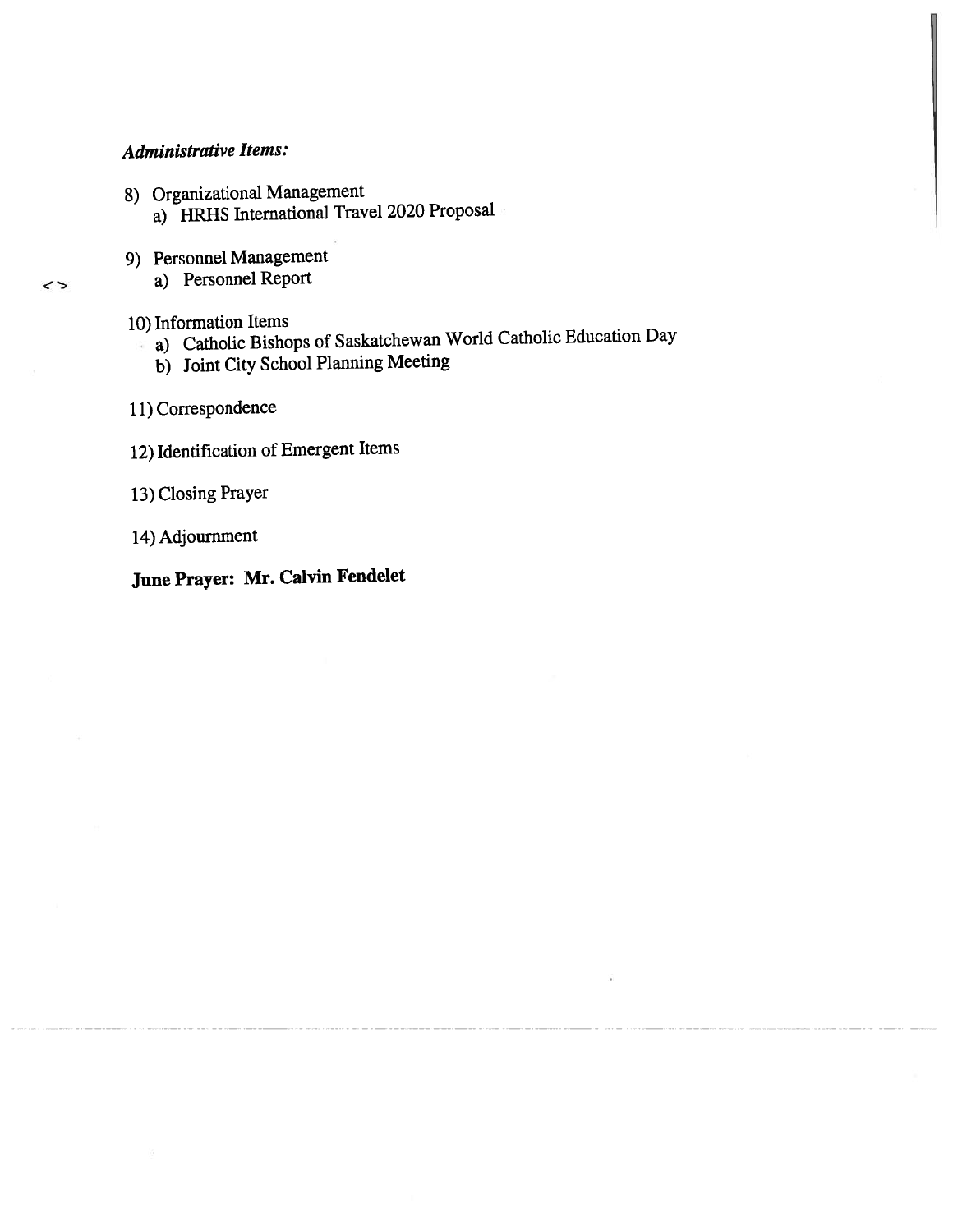***Administrative Items:***

8) Organizational Management
   a) HRHS International Travel 2020 Proposal

9) Personnel Management
   a) Personnel Report

10) Information Items
    a) Catholic Bishops of Saskatchewan World Catholic Education Day
    b) Joint City School Planning Meeting

11) Correspondence

12) Identification of Emergent Items

13) Closing Prayer

14) Adjournment

**June Prayer: Mr. Calvin Fendelet**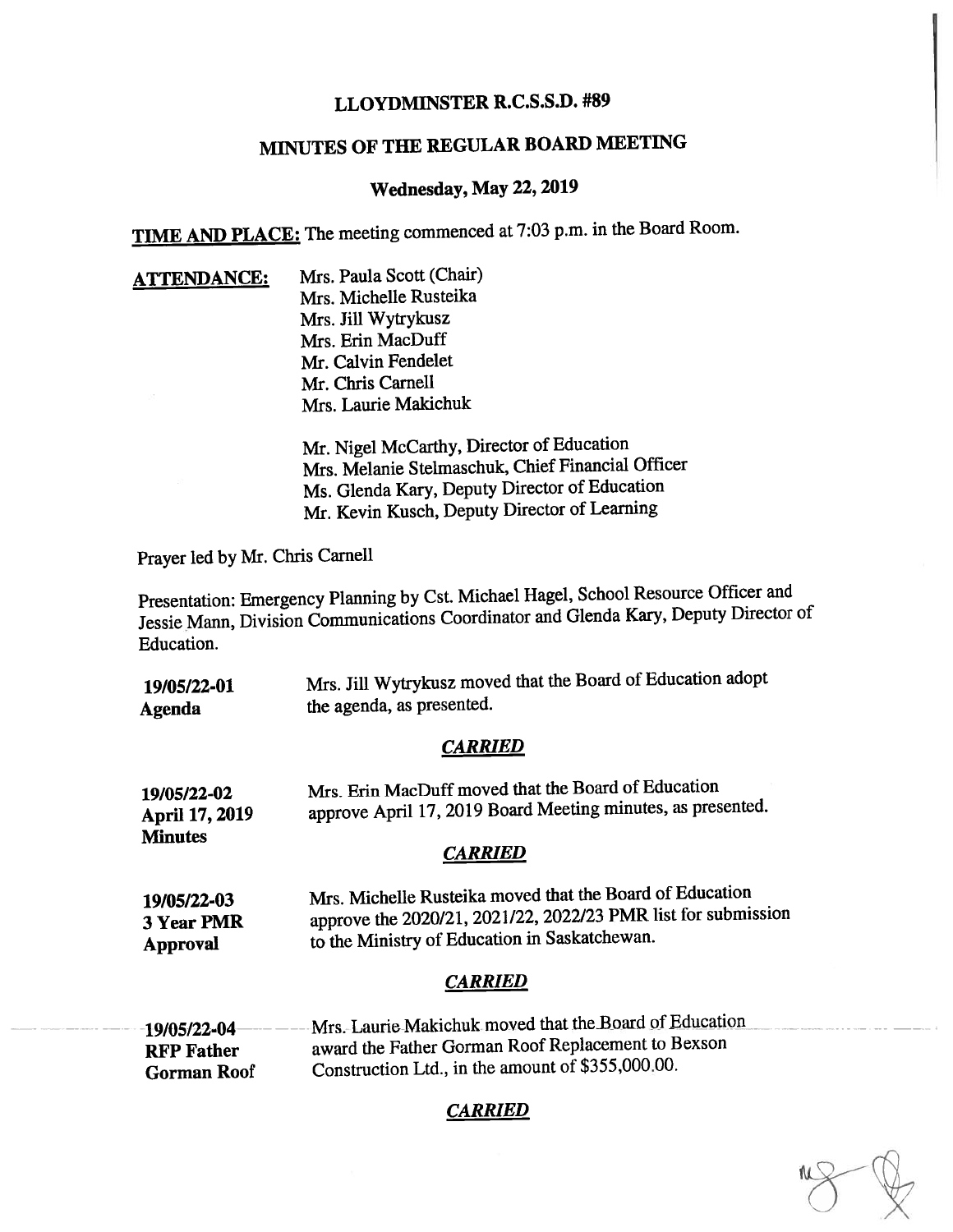# LLOYDMINSTER R.C.S.S.D. #89

## MINUTES OF THE REGULAR BOARD MEETING

### Wednesday, May 22, 2019

**TIME AND PLACE:** The meeting commenced at 7:03 p.m. in the Board Room.

**ATTENDANCE:**

Mrs. Paula Scott (Chair)
Mrs. Michelle Rusteika
Mrs. Jill Wytrykusz
Mrs. Erin MacDuff
Mr. Calvin Fendelet
Mr. Chris Carnell
Mrs. Laurie Makichuk

Mr. Nigel McCarthy, Director of Education
Mrs. Melanie Stelmaschuk, Chief Financial Officer
Ms. Glenda Kary, Deputy Director of Education
Mr. Kevin Kusch, Deputy Director of Learning

Prayer led by Mr. Chris Carnell

Presentation: Emergency Planning by Cst. Michael Hagel, School Resource Officer and Jessie Mann, Division Communications Coordinator and Glenda Kary, Deputy Director of Education.

**19/05/22-01**
**Agenda**

Mrs. Jill Wytrykusz moved that the Board of Education adopt the agenda, as presented.

***CARRIED***

**19/05/22-02**
**April 17, 2019 Minutes**

Mrs. Erin MacDuff moved that the Board of Education approve April 17, 2019 Board Meeting minutes, as presented.

***CARRIED***

**19/05/22-03**
**3 Year PMR Approval**

Mrs. Michelle Rusteika moved that the Board of Education approve the 2020/21, 2021/22, 2022/23 PMR list for submission to the Ministry of Education in Saskatchewan.

***CARRIED***

**19/05/22-04**
**RFP Father Gorman Roof**

Mrs. Laurie Makichuk moved that the Board of Education award the Father Gorman Roof Replacement to Bexson Construction Ltd., in the amount of $355,000.00.

***CARRIED***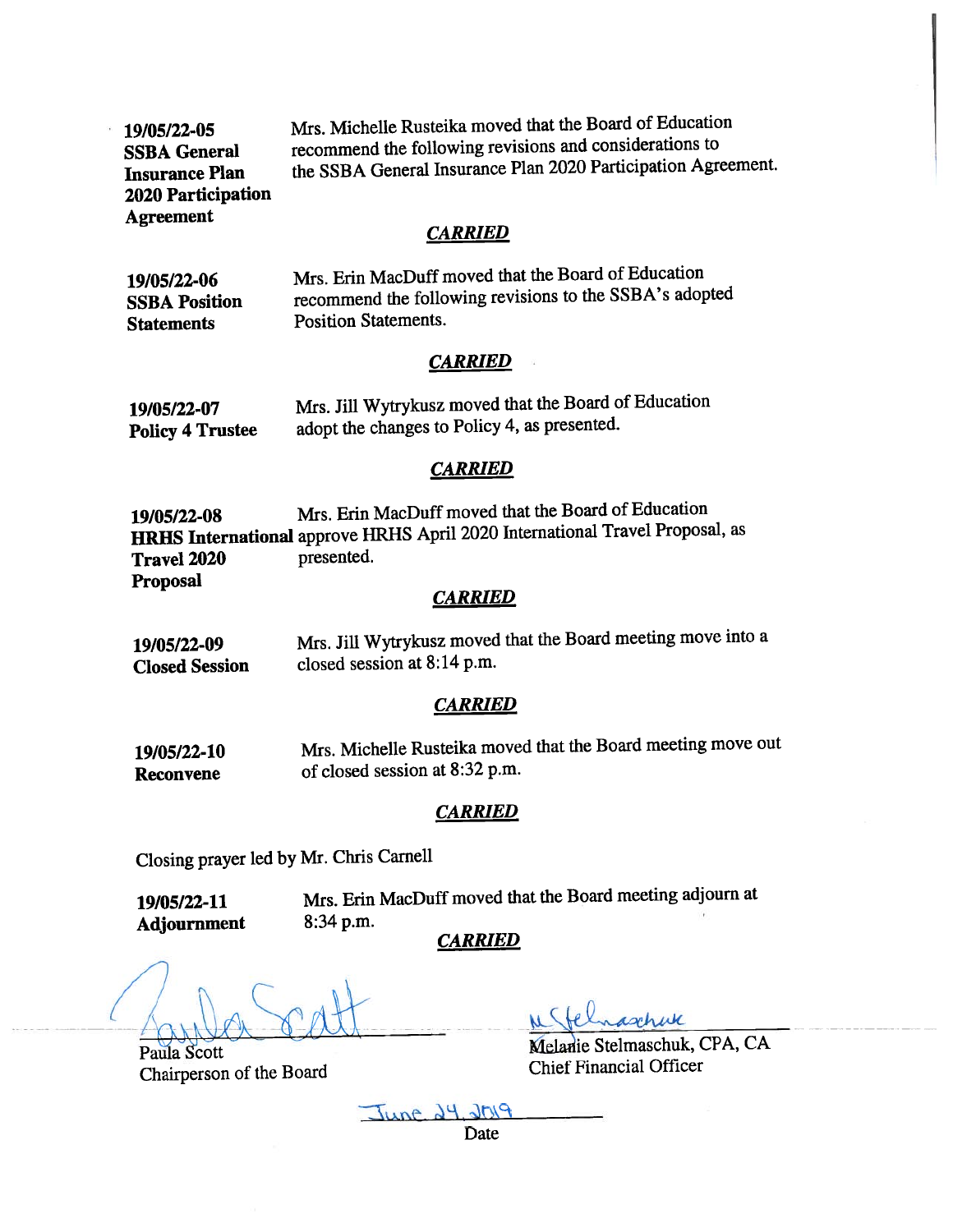| | |
|---|---|
| **19/05/22-05 SSBA General Insurance Plan 2020 Participation Agreement** | Mrs. Michelle Rusteika moved that the Board of Education recommend the following revisions and considerations to the SSBA General Insurance Plan 2020 Participation Agreement. |
| | ***CARRIED*** |
| **19/05/22-06 SSBA Position Statements** | Mrs. Erin MacDuff moved that the Board of Education recommend the following revisions to the SSBA's adopted Position Statements. |
| | ***CARRIED*** |
| **19/05/22-07 Policy 4 Trustee** | Mrs. Jill Wytrykusz moved that the Board of Education adopt the changes to Policy 4, as presented. |
| | ***CARRIED*** |
| **19/05/22-08 HRHS International Travel 2020 Proposal** | Mrs. Erin MacDuff moved that the Board of Education approve HRHS April 2020 International Travel Proposal, as presented. |
| | ***CARRIED*** |
| **19/05/22-09 Closed Session** | Mrs. Jill Wytrykusz moved that the Board meeting move into a closed session at 8:14 p.m. |
| | ***CARRIED*** |
| **19/05/22-10 Reconvene** | Mrs. Michelle Rusteika moved that the Board meeting move out of closed session at 8:32 p.m. |
| | ***CARRIED*** |

Closing prayer led by Mr. Chris Carnell

| | |
|---|---|
| **19/05/22-11 Adjournment** | Mrs. Erin MacDuff moved that the Board meeting adjourn at 8:34 p.m. |
| | ***CARRIED*** |

Paula Scott
Chairperson of the Board

Melanie Stelmaschuk, CPA, CA
Chief Financial Officer

June 24, 2019
Date